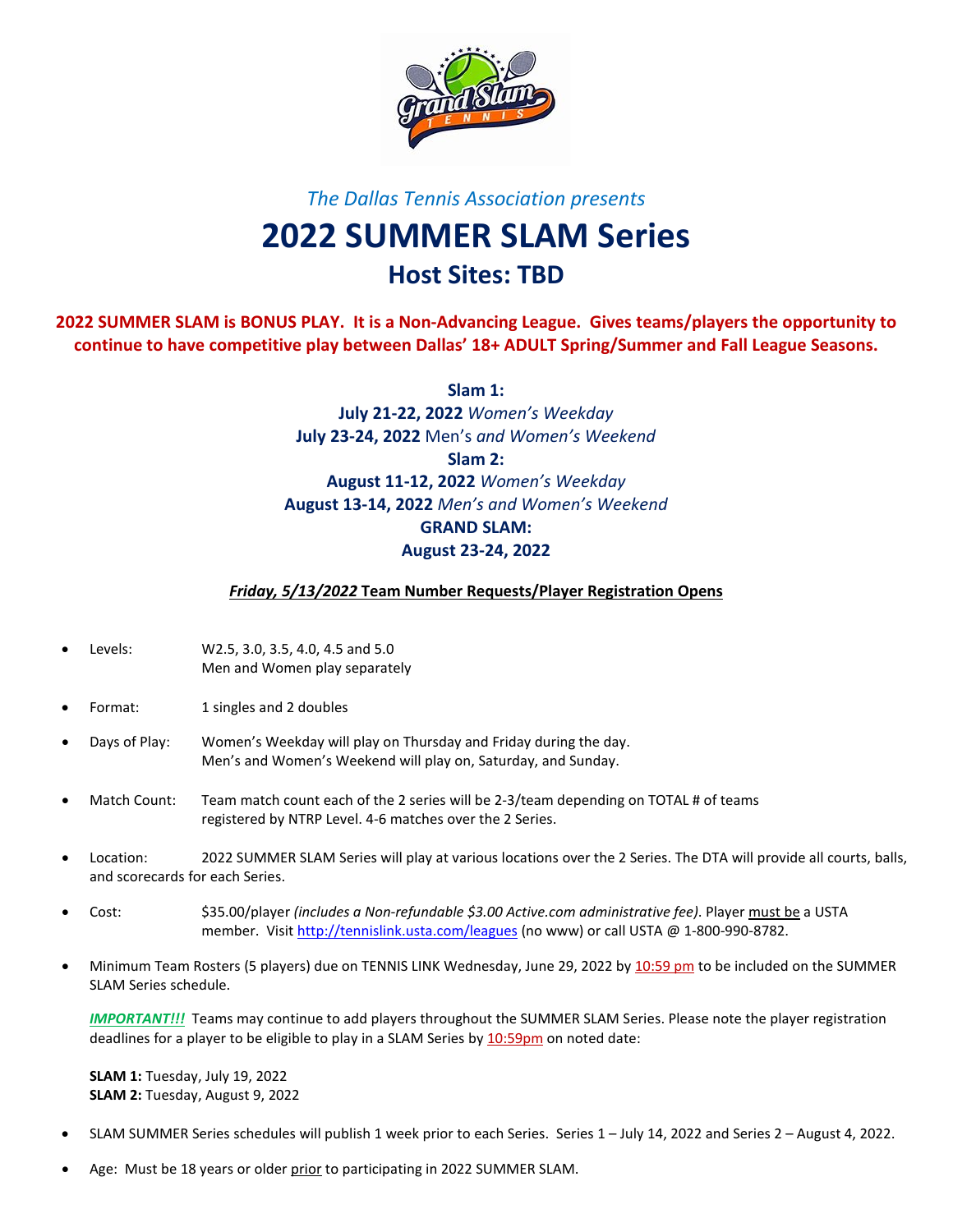*The Dallas Tennis Association presents*

# 2022 SUMMER SLAM Series

## Host Sites: TBD

**2022 SUMMER SLAM is BONUS PLAY. It is a Non-Advancing League. Gives teams/players the opportunity to continue to have competitive play between Dallas' 18+ ADULT Spring/Summer and Fall League Seasons.**

**Slam 1:**
**July 21-22, 2022** *Women's Weekday*
**July 23-24, 2022** Men's *and Women's Weekend*
**Slam 2:**
**August 11-12, 2022** *Women's Weekday*
**August 13-14, 2022** *Men's and Women's Weekend*
**GRAND SLAM:**
**August 23-24, 2022**

***Friday, 5/13/2022* Team Number Requests/Player Registration Opens**

- Levels: W2.5, 3.0, 3.5, 4.0, 4.5 and 5.0
  Men and Women play separately
- Format: 1 singles and 2 doubles
- Days of Play: Women's Weekday will play on Thursday and Friday during the day.
  Men's and Women's Weekend will play on, Saturday, and Sunday.
- Match Count: Team match count each of the 2 series will be 2-3/team depending on TOTAL # of teams registered by NTRP Level. 4-6 matches over the 2 Series.
- Location: 2022 SUMMER SLAM Series will play at various locations over the 2 Series. The DTA will provide all courts, balls, and scorecards for each Series.
- Cost: $35.00/player *(includes a Non-refundable $3.00 Active.com administrative fee)*. Player must be a USTA member. Visit http://tennislink.usta.com/leagues (no www) or call USTA @ 1-800-990-8782.
- Minimum Team Rosters (5 players) due on TENNIS LINK Wednesday, June 29, 2022 by 10:59 pm to be included on the SUMMER SLAM Series schedule.

  ***IMPORTANT!!!*** Teams may continue to add players throughout the SUMMER SLAM Series. Please note the player registration deadlines for a player to be eligible to play in a SLAM Series by 10:59pm on noted date:

  **SLAM 1:** Tuesday, July 19, 2022
  **SLAM 2:** Tuesday, August 9, 2022

- SLAM SUMMER Series schedules will publish 1 week prior to each Series. Series 1 – July 14, 2022 and Series 2 – August 4, 2022.
- Age: Must be 18 years or older prior to participating in 2022 SUMMER SLAM.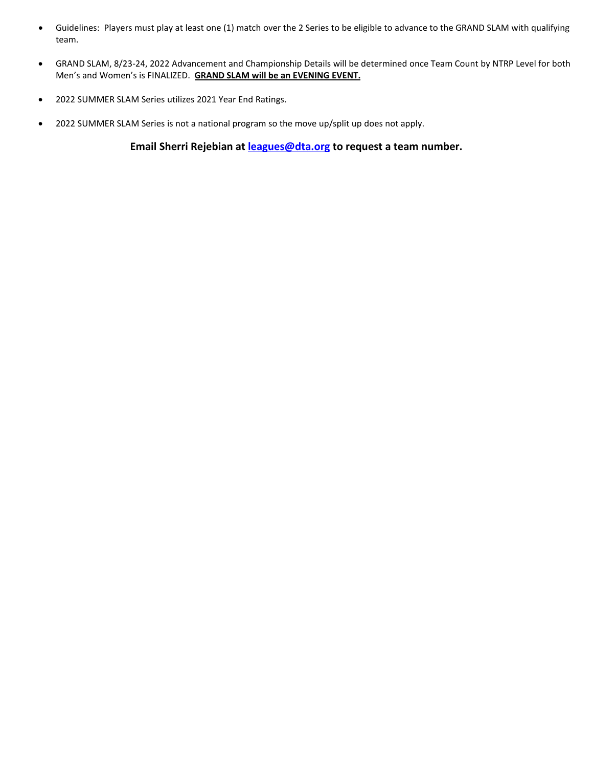- Guidelines: Players must play at least one (1) match over the 2 Series to be eligible to advance to the GRAND SLAM with qualifying team.
- GRAND SLAM, 8/23-24, 2022 Advancement and Championship Details will be determined once Team Count by NTRP Level for both Men's and Women's is FINALIZED. **GRAND SLAM will be an EVENING EVENT.**
- 2022 SUMMER SLAM Series utilizes 2021 Year End Ratings.
- 2022 SUMMER SLAM Series is not a national program so the move up/split up does not apply.

**Email Sherri Rejebian at [leagues@dta.org](mailto:leagues@dta.org) to request a team number.**